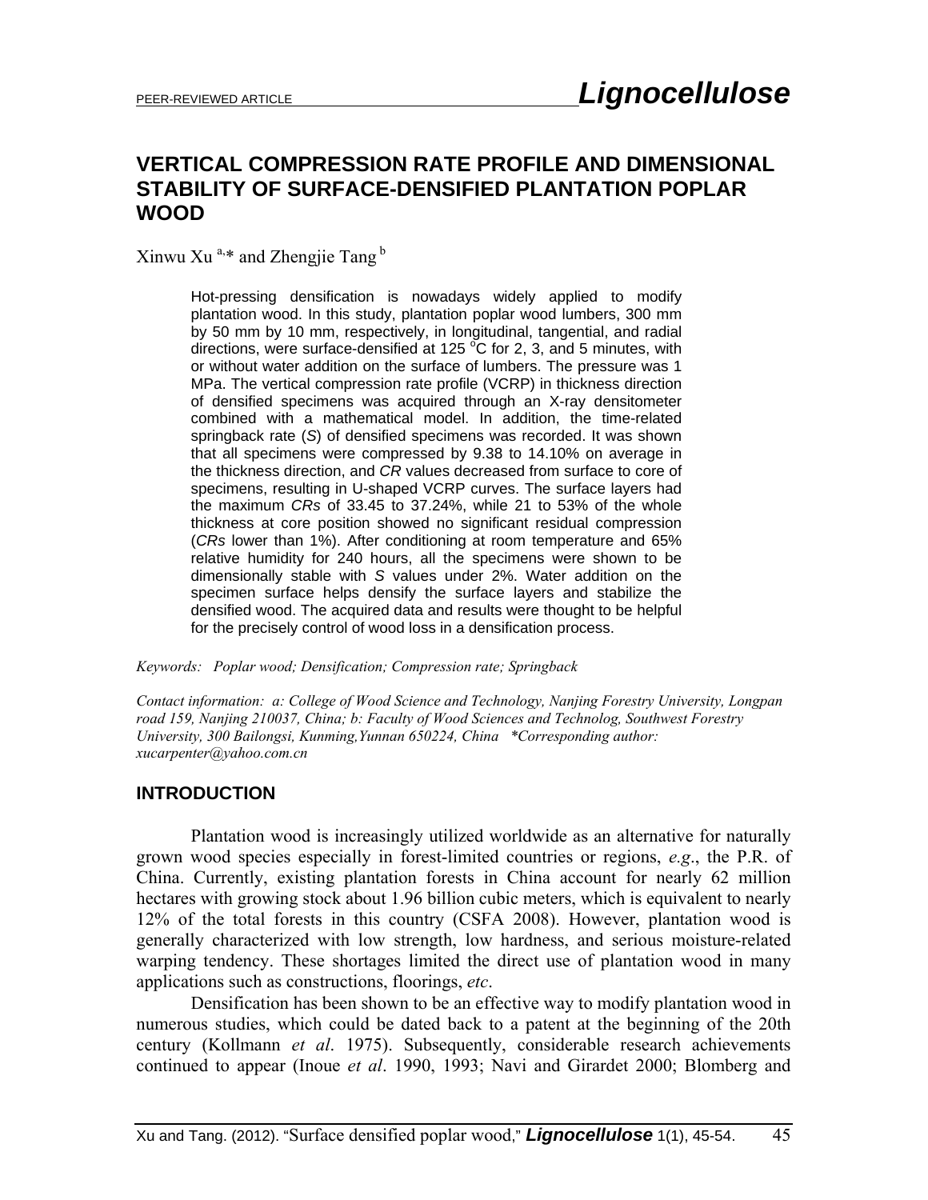# VERTICAL COMPRESSION RATE PROFILE AND DIMENSIONAL STABILITY OF SURFACE-DENSIFIED PLANTATION POPLAR WOOD

Xinwu Xu [a,*] and Zhengjie Tang [b]

Hot-pressing densification is nowadays widely applied to modify plantation wood. In this study, plantation poplar wood lumbers, 300 mm by 50 mm by 10 mm, respectively, in longitudinal, tangential, and radial directions, were surface-densified at 125 °C for 2, 3, and 5 minutes, with or without water addition on the surface of lumbers. The pressure was 1 MPa. The vertical compression rate profile (VCRP) in thickness direction of densified specimens was acquired through an X-ray densitometer combined with a mathematical model. In addition, the time-related springback rate (*S*) of densified specimens was recorded. It was shown that all specimens were compressed by 9.38 to 14.10% on average in the thickness direction, and *CR* values decreased from surface to core of specimens, resulting in U-shaped VCRP curves. The surface layers had the maximum *CRs* of 33.45 to 37.24%, while 21 to 53% of the whole thickness at core position showed no significant residual compression (*CRs* lower than 1%). After conditioning at room temperature and 65% relative humidity for 240 hours, all the specimens were shown to be dimensionally stable with *S* values under 2%. Water addition on the specimen surface helps densify the surface layers and stabilize the densified wood. The acquired data and results were thought to be helpful for the precisely control of wood loss in a densification process.

*Keywords: Poplar wood; Densification; Compression rate; Springback*

*Contact information: a: College of Wood Science and Technology, Nanjing Forestry University, Longpan road 159, Nanjing 210037, China; b: Faculty of Wood Sciences and Technolog, Southwest Forestry University, 300 Bailongsi, Kunming,Yunnan 650224, China \*Corresponding author: xucarpenter@yahoo.com.cn*

## INTRODUCTION

Plantation wood is increasingly utilized worldwide as an alternative for naturally grown wood species especially in forest-limited countries or regions, *e.g*., the P.R. of China. Currently, existing plantation forests in China account for nearly 62 million hectares with growing stock about 1.96 billion cubic meters, which is equivalent to nearly 12% of the total forests in this country (CSFA 2008). However, plantation wood is generally characterized with low strength, low hardness, and serious moisture-related warping tendency. These shortages limited the direct use of plantation wood in many applications such as constructions, floorings, *etc*.

Densification has been shown to be an effective way to modify plantation wood in numerous studies, which could be dated back to a patent at the beginning of the 20th century (Kollmann *et al*. 1975). Subsequently, considerable research achievements continued to appear (Inoue *et al*. 1990, 1993; Navi and Girardet 2000; Blomberg and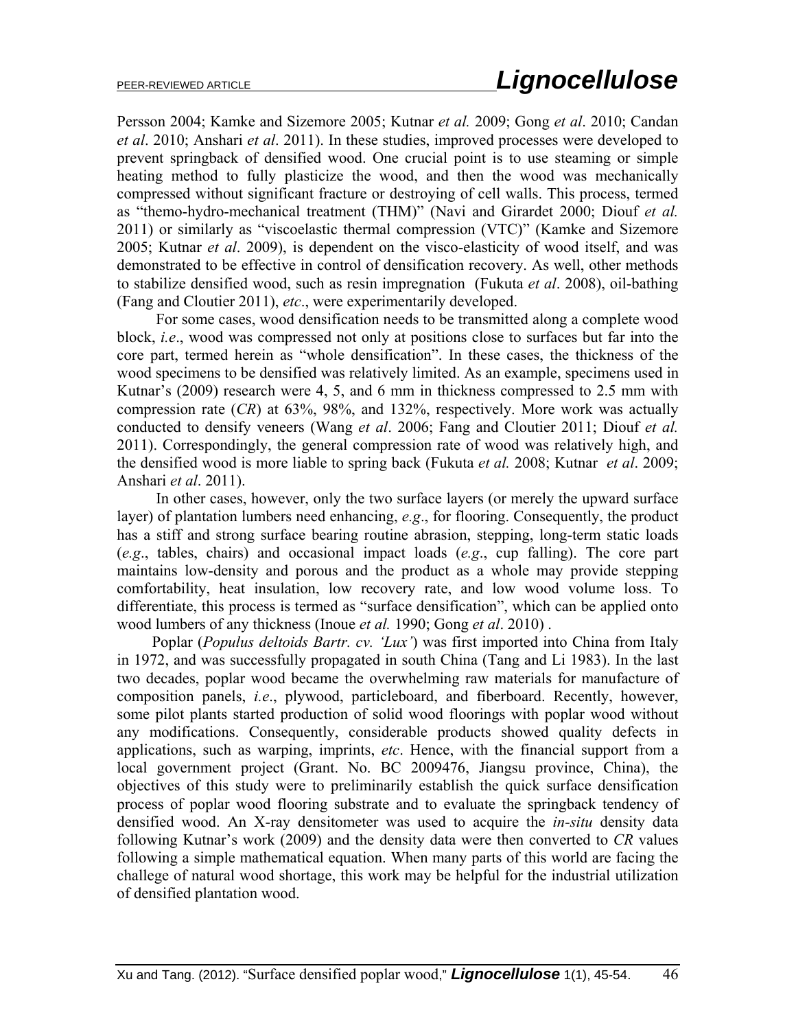Persson 2004; Kamke and Sizemore 2005; Kutnar *et al.* 2009; Gong *et al*. 2010; Candan *et al*. 2010; Anshari *et al*. 2011). In these studies, improved processes were developed to prevent springback of densified wood. One crucial point is to use steaming or simple heating method to fully plasticize the wood, and then the wood was mechanically compressed without significant fracture or destroying of cell walls. This process, termed as "themo-hydro-mechanical treatment (THM)" (Navi and Girardet 2000; Diouf *et al.* 2011) or similarly as "viscoelastic thermal compression (VTC)" (Kamke and Sizemore 2005; Kutnar *et al*. 2009), is dependent on the visco-elasticity of wood itself, and was demonstrated to be effective in control of densification recovery. As well, other methods to stabilize densified wood, such as resin impregnation (Fukuta *et al*. 2008), oil-bathing (Fang and Cloutier 2011), *etc*., were experimentarily developed.

For some cases, wood densification needs to be transmitted along a complete wood block, *i.e*., wood was compressed not only at positions close to surfaces but far into the core part, termed herein as "whole densification". In these cases, the thickness of the wood specimens to be densified was relatively limited. As an example, specimens used in Kutnar's (2009) research were 4, 5, and 6 mm in thickness compressed to 2.5 mm with compression rate (*CR*) at 63%, 98%, and 132%, respectively. More work was actually conducted to densify veneers (Wang *et al*. 2006; Fang and Cloutier 2011; Diouf *et al.* 2011). Correspondingly, the general compression rate of wood was relatively high, and the densified wood is more liable to spring back (Fukuta *et al.* 2008; Kutnar *et al*. 2009; Anshari *et al*. 2011).

In other cases, however, only the two surface layers (or merely the upward surface layer) of plantation lumbers need enhancing, *e.g*., for flooring. Consequently, the product has a stiff and strong surface bearing routine abrasion, stepping, long-term static loads (*e.g*., tables, chairs) and occasional impact loads (*e.g*., cup falling). The core part maintains low-density and porous and the product as a whole may provide stepping comfortability, heat insulation, low recovery rate, and low wood volume loss. To differentiate, this process is termed as "surface densification", which can be applied onto wood lumbers of any thickness (Inoue *et al.* 1990; Gong *et al*. 2010) .

Poplar (*Populus deltoids Bartr. cv. 'Lux'*) was first imported into China from Italy in 1972, and was successfully propagated in south China (Tang and Li 1983). In the last two decades, poplar wood became the overwhelming raw materials for manufacture of composition panels, *i.e*., plywood, particleboard, and fiberboard. Recently, however, some pilot plants started production of solid wood floorings with poplar wood without any modifications. Consequently, considerable products showed quality defects in applications, such as warping, imprints, *etc*. Hence, with the financial support from a local government project (Grant. No. BC 2009476, Jiangsu province, China), the objectives of this study were to preliminarily establish the quick surface densification process of poplar wood flooring substrate and to evaluate the springback tendency of densified wood. An X-ray densitometer was used to acquire the *in-situ* density data following Kutnar's work (2009) and the density data were then converted to *CR* values following a simple mathematical equation. When many parts of this world are facing the challege of natural wood shortage, this work may be helpful for the industrial utilization of densified plantation wood.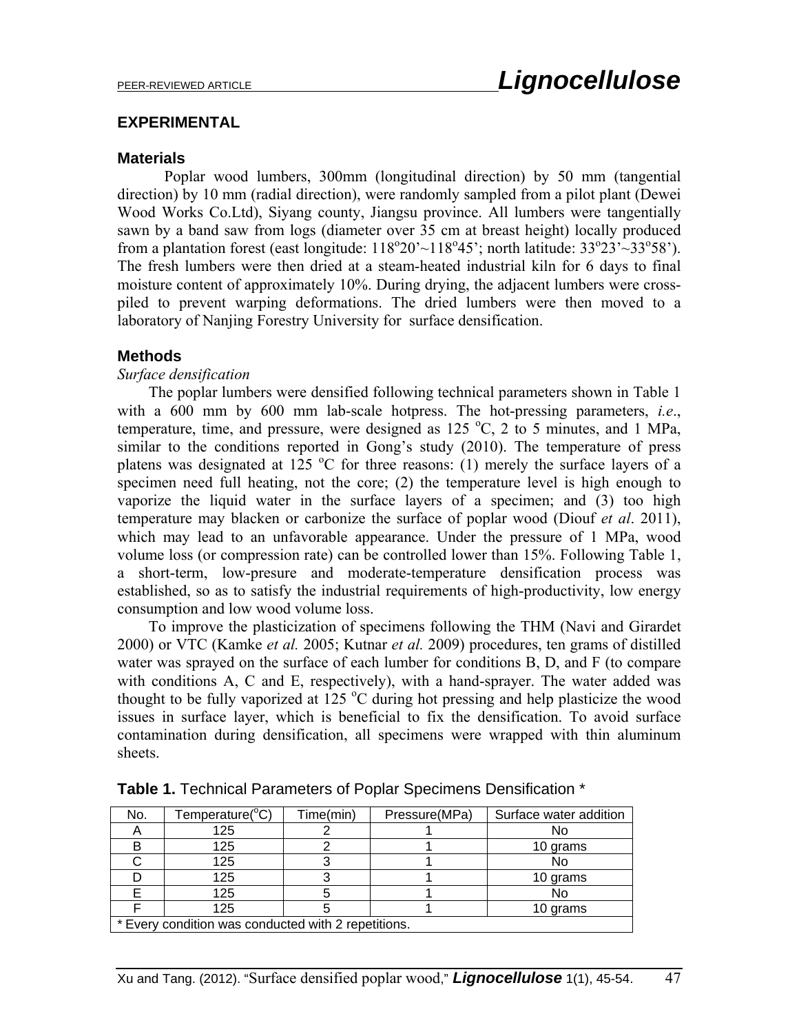## EXPERIMENTAL

### Materials

Poplar wood lumbers, 300mm (longitudinal direction) by 50 mm (tangential direction) by 10 mm (radial direction), were randomly sampled from a pilot plant (Dewei Wood Works Co.Ltd), Siyang county, Jiangsu province. All lumbers were tangentially sawn by a band saw from logs (diameter over 35 cm at breast height) locally produced from a plantation forest (east longitude: 118°20'~118°45'; north latitude: 33°23'~33°58'). The fresh lumbers were then dried at a steam-heated industrial kiln for 6 days to final moisture content of approximately 10%. During drying, the adjacent lumbers were cross-piled to prevent warping deformations. The dried lumbers were then moved to a laboratory of Nanjing Forestry University for surface densification.

### Methods

*Surface densification*

The poplar lumbers were densified following technical parameters shown in Table 1 with a 600 mm by 600 mm lab-scale hotpress. The hot-pressing parameters, *i.e*., temperature, time, and pressure, were designed as 125 °C, 2 to 5 minutes, and 1 MPa, similar to the conditions reported in Gong's study (2010). The temperature of press platens was designated at 125 °C for three reasons: (1) merely the surface layers of a specimen need full heating, not the core; (2) the temperature level is high enough to vaporize the liquid water in the surface layers of a specimen; and (3) too high temperature may blacken or carbonize the surface of poplar wood (Diouf *et al*. 2011), which may lead to an unfavorable appearance. Under the pressure of 1 MPa, wood volume loss (or compression rate) can be controlled lower than 15%. Following Table 1, a short-term, low-presure and moderate-temperature densification process was established, so as to satisfy the industrial requirements of high-productivity, low energy consumption and low wood volume loss.

To improve the plasticization of specimens following the THM (Navi and Girardet 2000) or VTC (Kamke *et al.* 2005; Kutnar *et al.* 2009) procedures, ten grams of distilled water was sprayed on the surface of each lumber for conditions B, D, and F (to compare with conditions A, C and E, respectively), with a hand-sprayer. The water added was thought to be fully vaporized at 125 °C during hot pressing and help plasticize the wood issues in surface layer, which is beneficial to fix the densification. To avoid surface contamination during densification, all specimens were wrapped with thin aluminum sheets.

**Table 1.** Technical Parameters of Poplar Specimens Densification *

| No. | Temperature(°C) | Time(min) | Pressure(MPa) | Surface water addition |
|---|---|---|---|---|
| A | 125 | 2 | 1 | No |
| B | 125 | 2 | 1 | 10 grams |
| C | 125 | 3 | 1 | No |
| D | 125 | 3 | 1 | 10 grams |
| E | 125 | 5 | 1 | No |
| F | 125 | 5 | 1 | 10 grams |

\* Every condition was conducted with 2 repetitions.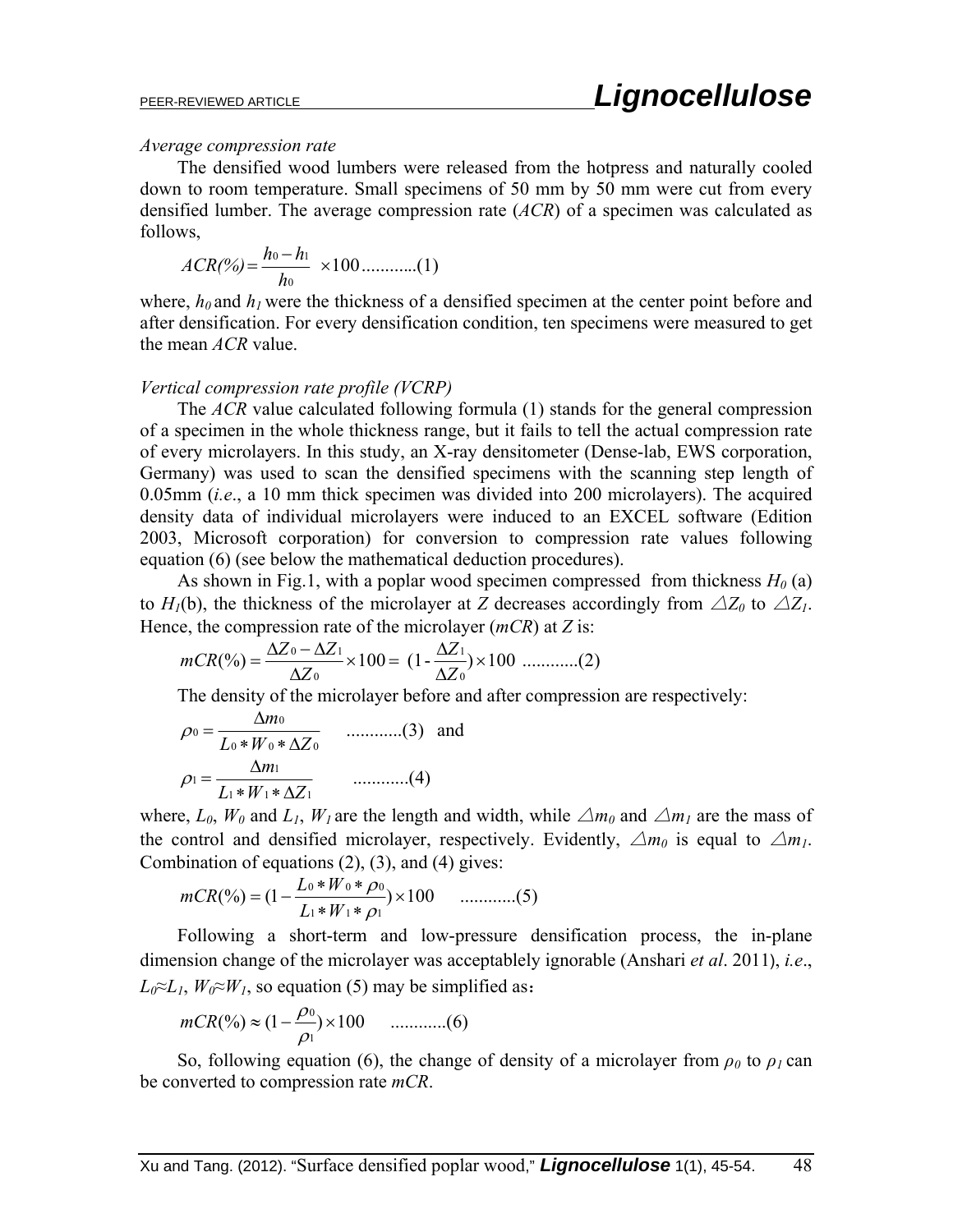*Average compression rate*

The densified wood lumbers were released from the hotpress and naturally cooled down to room temperature. Small specimens of 50 mm by 50 mm were cut from every densified lumber. The average compression rate (*ACR*) of a specimen was calculated as follows,

$$ACR(\%) = \frac{h_0 - h_1}{h_0} \times 100 \quad ............(1)$$

where, $h_0$ and $h_1$ were the thickness of a densified specimen at the center point before and after densification. For every densification condition, ten specimens were measured to get the mean *ACR* value.

*Vertical compression rate profile (VCRP)*

The *ACR* value calculated following formula (1) stands for the general compression of a specimen in the whole thickness range, but it fails to tell the actual compression rate of every microlayers. In this study, an X-ray densitometer (Dense-lab, EWS corporation, Germany) was used to scan the densified specimens with the scanning step length of 0.05mm (*i.e*., a 10 mm thick specimen was divided into 200 microlayers). The acquired density data of individual microlayers were induced to an EXCEL software (Edition 2003, Microsoft corporation) for conversion to compression rate values following equation (6) (see below the mathematical deduction procedures).

As shown in Fig.1, with a poplar wood specimen compressed from thickness $H_0$ (a) to $H_1$(b), the thickness of the microlayer at $Z$ decreases accordingly from $\triangle Z_0$ to $\triangle Z_1$. Hence, the compression rate of the microlayer (*mCR*) at $Z$ is:

$$mCR(\%) = \frac{\Delta Z_0 - \Delta Z_1}{\Delta Z_0} \times 100 = (1 - \frac{\Delta Z_1}{\Delta Z_0}) \times 100 \quad ............(2)$$

The density of the microlayer before and after compression are respectively:

$$\rho_0 = \frac{\Delta m_0}{L_0 * W_0 * \Delta Z_0} \quad ............(3) \quad \text{and}$$

$$\rho_1 = \frac{\Delta m_1}{L_1 * W_1 * \Delta Z_1} \quad ............(4)$$

where, $L_0$, $W_0$ and $L_1$, $W_1$ are the length and width, while $\triangle m_0$ and $\triangle m_1$ are the mass of the control and densified microlayer, respectively. Evidently, $\triangle m_0$ is equal to $\triangle m_1$. Combination of equations (2), (3), and (4) gives:

$$mCR(\%) = (1 - \frac{L_0 * W_0 * \rho_0}{L_1 * W_1 * \rho_1}) \times 100 \quad ............(5)$$

Following a short-term and low-pressure densification process, the in-plane dimension change of the microlayer was acceptably ignorable (Anshari *et al*. 2011), *i.e*., $L_0 \approx L_1$, $W_0 \approx W_1$, so equation (5) may be simplified as：

$$mCR(\%) \approx (1 - \frac{\rho_0}{\rho_1}) \times 100 \quad ............(6)$$

So, following equation (6), the change of density of a microlayer from $\rho_0$ to $\rho_1$ can be converted to compression rate *mCR*.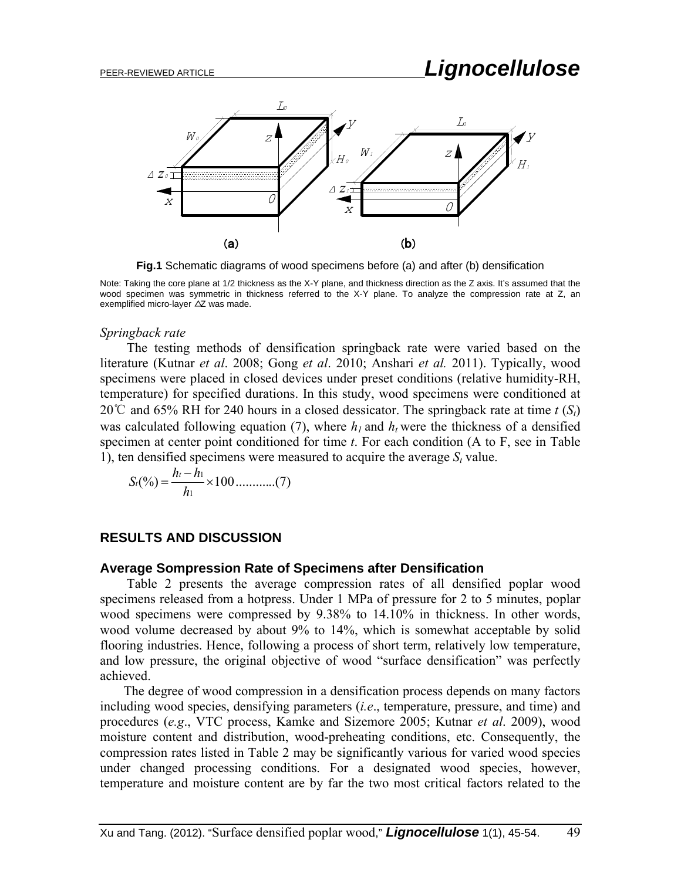**Fig.1** Schematic diagrams of wood specimens before (a) and after (b) densification

Note: Taking the core plane at 1/2 thickness as the X-Y plane, and thickness direction as the Z axis. It's assumed that the wood specimen was symmetric in thickness referred to the X-Y plane. To analyze the compression rate at Z, an exemplified micro-layer ∆Z was made.

*Springback rate*

The testing methods of densification springback rate were varied based on the literature (Kutnar *et al*. 2008; Gong *et al*. 2010; Anshari *et al.* 2011). Typically, wood specimens were placed in closed devices under preset conditions (relative humidity-RH, temperature) for specified durations. In this study, wood specimens were conditioned at 20℃ and 65% RH for 240 hours in a closed dessicator. The springback rate at time $t$ ($S_t$) was calculated following equation (7), where $h_1$ and $h_t$ were the thickness of a densified specimen at center point conditioned for time $t$. For each condition (A to F, see in Table 1), ten densified specimens were measured to acquire the average $S_t$ value.

$$S_t(\%) = \frac{h_t - h_1}{h_1} \times 100 \quad (7)$$

## RESULTS AND DISCUSSION

### Average Sompression Rate of Specimens after Densification

Table 2 presents the average compression rates of all densified poplar wood specimens released from a hotpress. Under 1 MPa of pressure for 2 to 5 minutes, poplar wood specimens were compressed by 9.38% to 14.10% in thickness. In other words, wood volume decreased by about 9% to 14%, which is somewhat acceptable by solid flooring industries. Hence, following a process of short term, relatively low temperature, and low pressure, the original objective of wood "surface densification" was perfectly achieved.

The degree of wood compression in a densification process depends on many factors including wood species, densifying parameters (*i.e*., temperature, pressure, and time) and procedures (*e.g*., VTC process, Kamke and Sizemore 2005; Kutnar *et al*. 2009), wood moisture content and distribution, wood-preheating conditions, etc. Consequently, the compression rates listed in Table 2 may be significantly various for varied wood species under changed processing conditions. For a designated wood species, however, temperature and moisture content are by far the two most critical factors related to the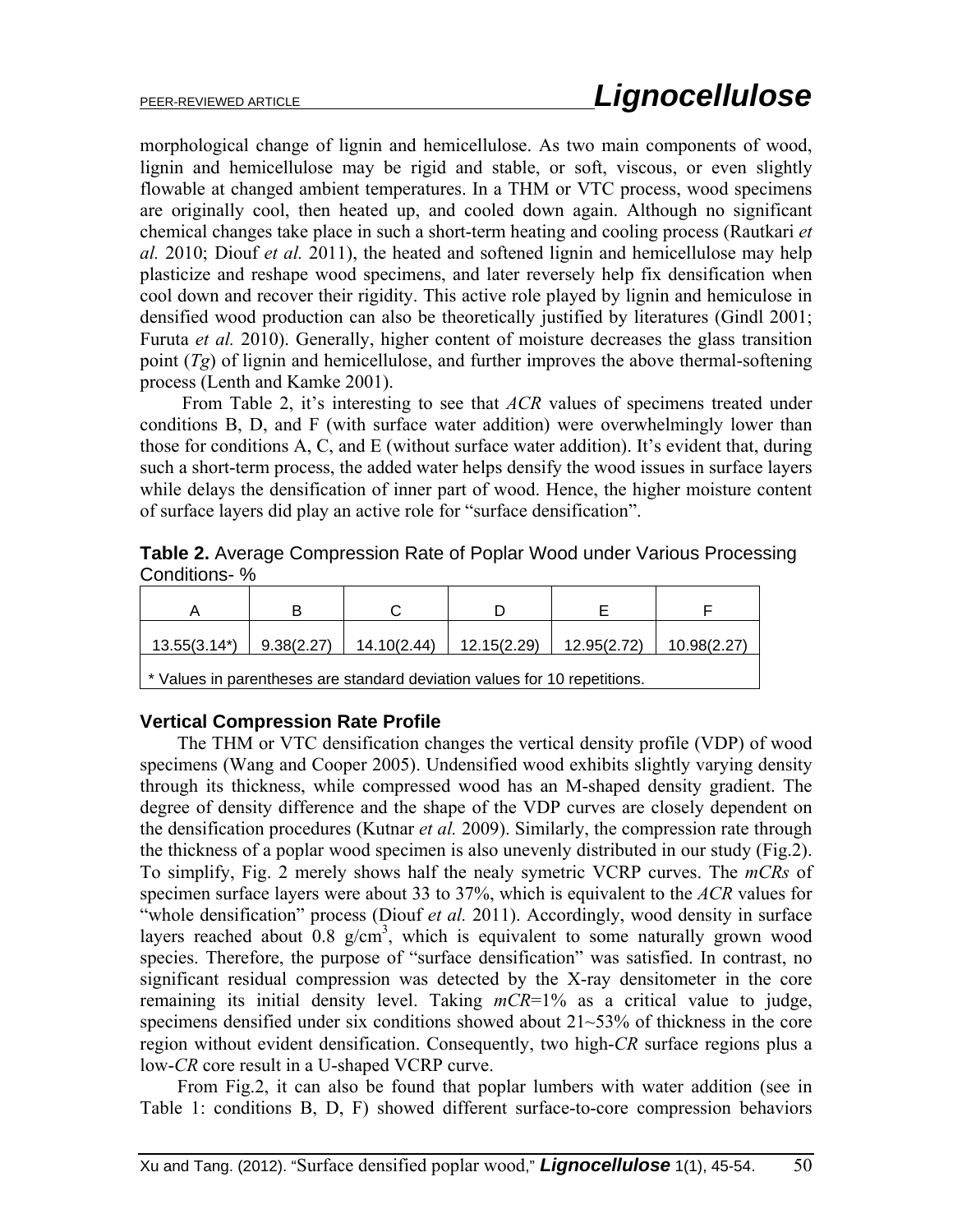morphological change of lignin and hemicellulose. As two main components of wood, lignin and hemicellulose may be rigid and stable, or soft, viscous, or even slightly flowable at changed ambient temperatures. In a THM or VTC process, wood specimens are originally cool, then heated up, and cooled down again. Although no significant chemical changes take place in such a short-term heating and cooling process (Rautkari *et al.* 2010; Diouf *et al.* 2011), the heated and softened lignin and hemicellulose may help plasticize and reshape wood specimens, and later reversely help fix densification when cool down and recover their rigidity. This active role played by lignin and hemiculose in densified wood production can also be theoretically justified by literatures (Gindl 2001; Furuta *et al.* 2010). Generally, higher content of moisture decreases the glass transition point (*Tg*) of lignin and hemicellulose, and further improves the above thermal-softening process (Lenth and Kamke 2001).

From Table 2, it's interesting to see that *ACR* values of specimens treated under conditions B, D, and F (with surface water addition) were overwhelmingly lower than those for conditions A, C, and E (without surface water addition). It's evident that, during such a short-term process, the added water helps densify the wood issues in surface layers while delays the densification of inner part of wood. Hence, the higher moisture content of surface layers did play an active role for "surface densification".

**Table 2.** Average Compression Rate of Poplar Wood under Various Processing Conditions- %

| A | B | C | D | E | F |
|---|---|---|---|---|---|
| 13.55(3.14*) | 9.38(2.27) | 14.10(2.44) | 12.15(2.29) | 12.95(2.72) | 10.98(2.27) |

\* Values in parentheses are standard deviation values for 10 repetitions.

### Vertical Compression Rate Profile

The THM or VTC densification changes the vertical density profile (VDP) of wood specimens (Wang and Cooper 2005). Undensified wood exhibits slightly varying density through its thickness, while compressed wood has an M-shaped density gradient. The degree of density difference and the shape of the VDP curves are closely dependent on the densification procedures (Kutnar *et al.* 2009). Similarly, the compression rate through the thickness of a poplar wood specimen is also unevenly distributed in our study (Fig.2). To simplify, Fig. 2 merely shows half the nealy symetric VCRP curves. The *mCRs* of specimen surface layers were about 33 to 37%, which is equivalent to the *ACR* values for "whole densification" process (Diouf *et al.* 2011). Accordingly, wood density in surface layers reached about 0.8 g/cm$^3$, which is equivalent to some naturally grown wood species. Therefore, the purpose of "surface densification" was satisfied. In contrast, no significant residual compression was detected by the X-ray densitometer in the core remaining its initial density level. Taking *mCR*=1% as a critical value to judge, specimens densified under six conditions showed about 21~53% of thickness in the core region without evident densification. Consequently, two high-*CR* surface regions plus a low-*CR* core result in a U-shaped VCRP curve.

From Fig.2, it can also be found that poplar lumbers with water addition (see in Table 1: conditions B, D, F) showed different surface-to-core compression behaviors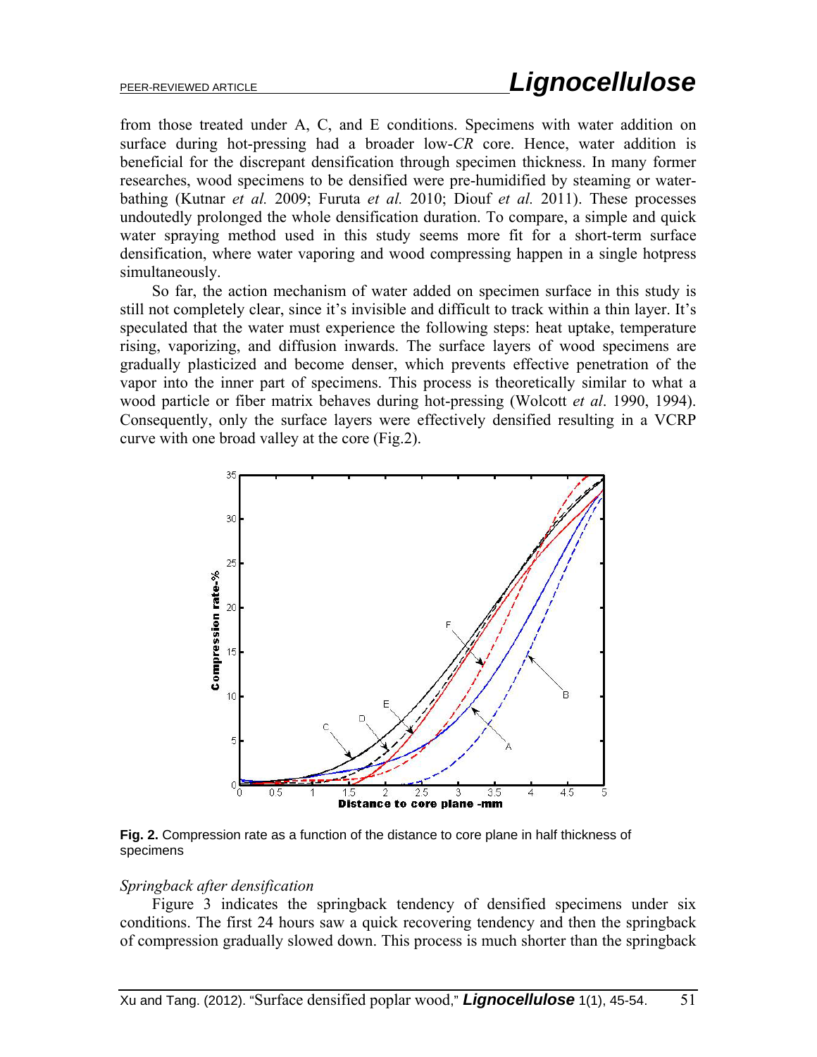from those treated under A, C, and E conditions. Specimens with water addition on surface during hot-pressing had a broader low-*CR* core. Hence, water addition is beneficial for the discrepant densification through specimen thickness. In many former researches, wood specimens to be densified were pre-humidified by steaming or water-bathing (Kutnar *et al.* 2009; Furuta *et al.* 2010; Diouf *et al.* 2011). These processes undoutedly prolonged the whole densification duration. To compare, a simple and quick water spraying method used in this study seems more fit for a short-term surface densification, where water vaporing and wood compressing happen in a single hotpress simultaneously.

So far, the action mechanism of water added on specimen surface in this study is still not completely clear, since it's invisible and difficult to track within a thin layer. It's speculated that the water must experience the following steps: heat uptake, temperature rising, vaporizing, and diffusion inwards. The surface layers of wood specimens are gradually plasticized and become denser, which prevents effective penetration of the vapor into the inner part of specimens. This process is theoretically similar to what a wood particle or fiber matrix behaves during hot-pressing (Wolcott *et al*. 1990, 1994). Consequently, only the surface layers were effectively densified resulting in a VCRP curve with one broad valley at the core (Fig.2).

**Fig. 2.** Compression rate as a function of the distance to core plane in half thickness of specimens

*Springback after densification*

Figure 3 indicates the springback tendency of densified specimens under six conditions. The first 24 hours saw a quick recovering tendency and then the springback of compression gradually slowed down. This process is much shorter than the springback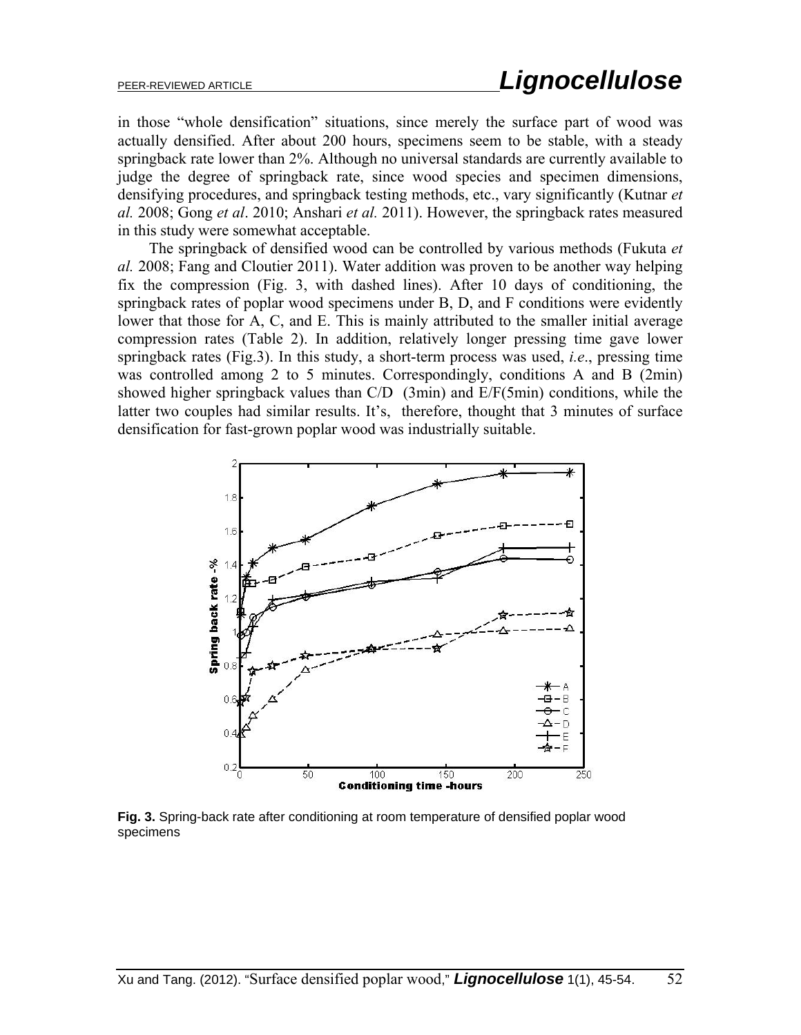in those "whole densification" situations, since merely the surface part of wood was actually densified. After about 200 hours, specimens seem to be stable, with a steady springback rate lower than 2%. Although no universal standards are currently available to judge the degree of springback rate, since wood species and specimen dimensions, densifying procedures, and springback testing methods, etc., vary significantly (Kutnar *et al.* 2008; Gong *et al*. 2010; Anshari *et al.* 2011). However, the springback rates measured in this study were somewhat acceptable.

The springback of densified wood can be controlled by various methods (Fukuta *et al.* 2008; Fang and Cloutier 2011). Water addition was proven to be another way helping fix the compression (Fig. 3, with dashed lines). After 10 days of conditioning, the springback rates of poplar wood specimens under B, D, and F conditions were evidently lower that those for A, C, and E. This is mainly attributed to the smaller initial average compression rates (Table 2). In addition, relatively longer pressing time gave lower springback rates (Fig.3). In this study, a short-term process was used, *i.e*., pressing time was controlled among 2 to 5 minutes. Correspondingly, conditions A and B (2min) showed higher springback values than C/D (3min) and E/F(5min) conditions, while the latter two couples had similar results. It's, therefore, thought that 3 minutes of surface densification for fast-grown poplar wood was industrially suitable.

**Fig. 3.** Spring-back rate after conditioning at room temperature of densified poplar wood specimens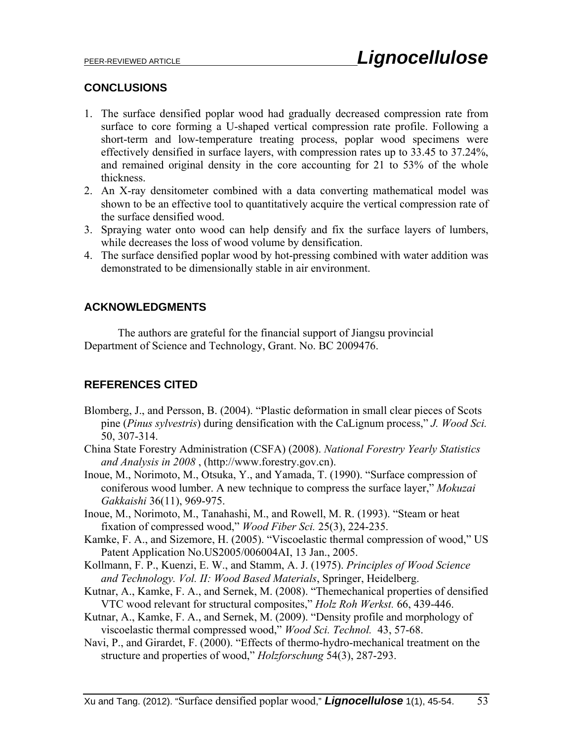## CONCLUSIONS

1. The surface densified poplar wood had gradually decreased compression rate from surface to core forming a U-shaped vertical compression rate profile. Following a short-term and low-temperature treating process, poplar wood specimens were effectively densified in surface layers, with compression rates up to 33.45 to 37.24%, and remained original density in the core accounting for 21 to 53% of the whole thickness.
2. An X-ray densitometer combined with a data converting mathematical model was shown to be an effective tool to quantitatively acquire the vertical compression rate of the surface densified wood.
3. Spraying water onto wood can help densify and fix the surface layers of lumbers, while decreases the loss of wood volume by densification.
4. The surface densified poplar wood by hot-pressing combined with water addition was demonstrated to be dimensionally stable in air environment.

## ACKNOWLEDGMENTS

The authors are grateful for the financial support of Jiangsu provincial Department of Science and Technology, Grant. No. BC 2009476.

## REFERENCES CITED

Blomberg, J., and Persson, B. (2004). "Plastic deformation in small clear pieces of Scots pine (*Pinus sylvestris*) during densification with the CaLignum process," *J. Wood Sci.* 50, 307-314.

China State Forestry Administration (CSFA) (2008). *National Forestry Yearly Statistics and Analysis in 2008* , (http://www.forestry.gov.cn).

Inoue, M., Norimoto, M., Otsuka, Y., and Yamada, T. (1990). "Surface compression of coniferous wood lumber. A new technique to compress the surface layer," *Mokuzai Gakkaishi* 36(11), 969-975.

Inoue, M., Norimoto, M., Tanahashi, M., and Rowell, M. R. (1993). "Steam or heat fixation of compressed wood," *Wood Fiber Sci.* 25(3), 224-235.

Kamke, F. A., and Sizemore, H. (2005). "Viscoelastic thermal compression of wood," US Patent Application No.US2005/006004AI, 13 Jan., 2005.

Kollmann, F. P., Kuenzi, E. W., and Stamm, A. J. (1975). *Principles of Wood Science and Technology. Vol. II: Wood Based Materials*, Springer, Heidelberg.

Kutnar, A., Kamke, F. A., and Sernek, M. (2008). "Themechanical properties of densified VTC wood relevant for structural composites," *Holz Roh Werkst.* 66, 439-446.

Kutnar, A., Kamke, F. A., and Sernek, M. (2009). "Density profile and morphology of viscoelastic thermal compressed wood," *Wood Sci. Technol.* 43, 57-68.

Navi, P., and Girardet, F. (2000). "Effects of thermo-hydro-mechanical treatment on the structure and properties of wood," *Holzforschung* 54(3), 287-293.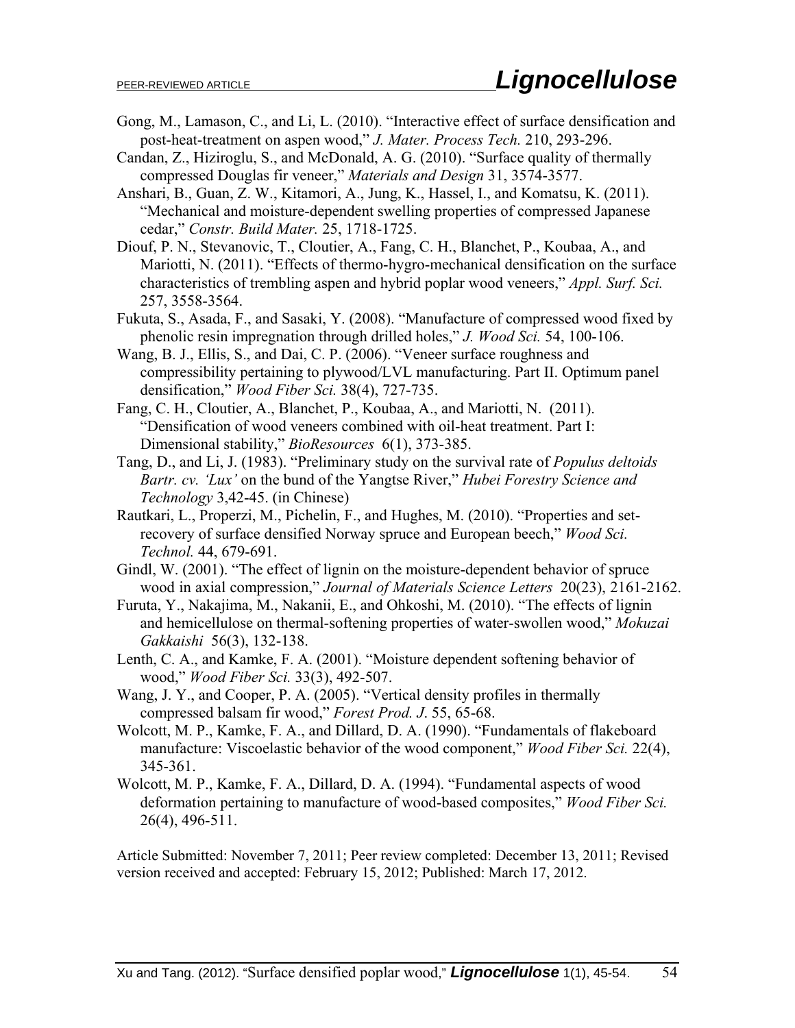Gong, M., Lamason, C., and Li, L. (2010). "Interactive effect of surface densification and post-heat-treatment on aspen wood," *J. Mater. Process Tech.* 210, 293-296.

Candan, Z., Hiziroglu, S., and McDonald, A. G. (2010). "Surface quality of thermally compressed Douglas fir veneer," *Materials and Design* 31, 3574-3577.

Anshari, B., Guan, Z. W., Kitamori, A., Jung, K., Hassel, I., and Komatsu, K. (2011). "Mechanical and moisture-dependent swelling properties of compressed Japanese cedar," *Constr. Build Mater.* 25, 1718-1725.

Diouf, P. N., Stevanovic, T., Cloutier, A., Fang, C. H., Blanchet, P., Koubaa, A., and Mariotti, N. (2011). "Effects of thermo-hygro-mechanical densification on the surface characteristics of trembling aspen and hybrid poplar wood veneers," *Appl. Surf. Sci.* 257, 3558-3564.

Fukuta, S., Asada, F., and Sasaki, Y. (2008). "Manufacture of compressed wood fixed by phenolic resin impregnation through drilled holes," *J. Wood Sci.* 54, 100-106.

Wang, B. J., Ellis, S., and Dai, C. P. (2006). "Veneer surface roughness and compressibility pertaining to plywood/LVL manufacturing. Part II. Optimum panel densification," *Wood Fiber Sci.* 38(4), 727-735.

Fang, C. H., Cloutier, A., Blanchet, P., Koubaa, A., and Mariotti, N. (2011). "Densification of wood veneers combined with oil-heat treatment. Part I: Dimensional stability," *BioResources* 6(1), 373-385.

Tang, D., and Li, J. (1983). "Preliminary study on the survival rate of *Populus deltoids Bartr. cv. 'Lux'* on the bund of the Yangtse River," *Hubei Forestry Science and Technology* 3,42-45. (in Chinese)

Rautkari, L., Properzi, M., Pichelin, F., and Hughes, M. (2010). "Properties and set-recovery of surface densified Norway spruce and European beech," *Wood Sci. Technol.* 44, 679-691.

Gindl, W. (2001). "The effect of lignin on the moisture-dependent behavior of spruce wood in axial compression," *Journal of Materials Science Letters* 20(23), 2161-2162.

Furuta, Y., Nakajima, M., Nakanii, E., and Ohkoshi, M. (2010). "The effects of lignin and hemicellulose on thermal-softening properties of water-swollen wood," *Mokuzai Gakkaishi* 56(3), 132-138.

Lenth, C. A., and Kamke, F. A. (2001). "Moisture dependent softening behavior of wood," *Wood Fiber Sci.* 33(3), 492-507.

Wang, J. Y., and Cooper, P. A. (2005). "Vertical density profiles in thermally compressed balsam fir wood," *Forest Prod. J.* 55, 65-68.

Wolcott, M. P., Kamke, F. A., and Dillard, D. A. (1990). "Fundamentals of flakeboard manufacture: Viscoelastic behavior of the wood component," *Wood Fiber Sci.* 22(4), 345-361.

Wolcott, M. P., Kamke, F. A., Dillard, D. A. (1994). "Fundamental aspects of wood deformation pertaining to manufacture of wood-based composites," *Wood Fiber Sci.* 26(4), 496-511.

Article Submitted: November 7, 2011; Peer review completed: December 13, 2011; Revised version received and accepted: February 15, 2012; Published: March 17, 2012.